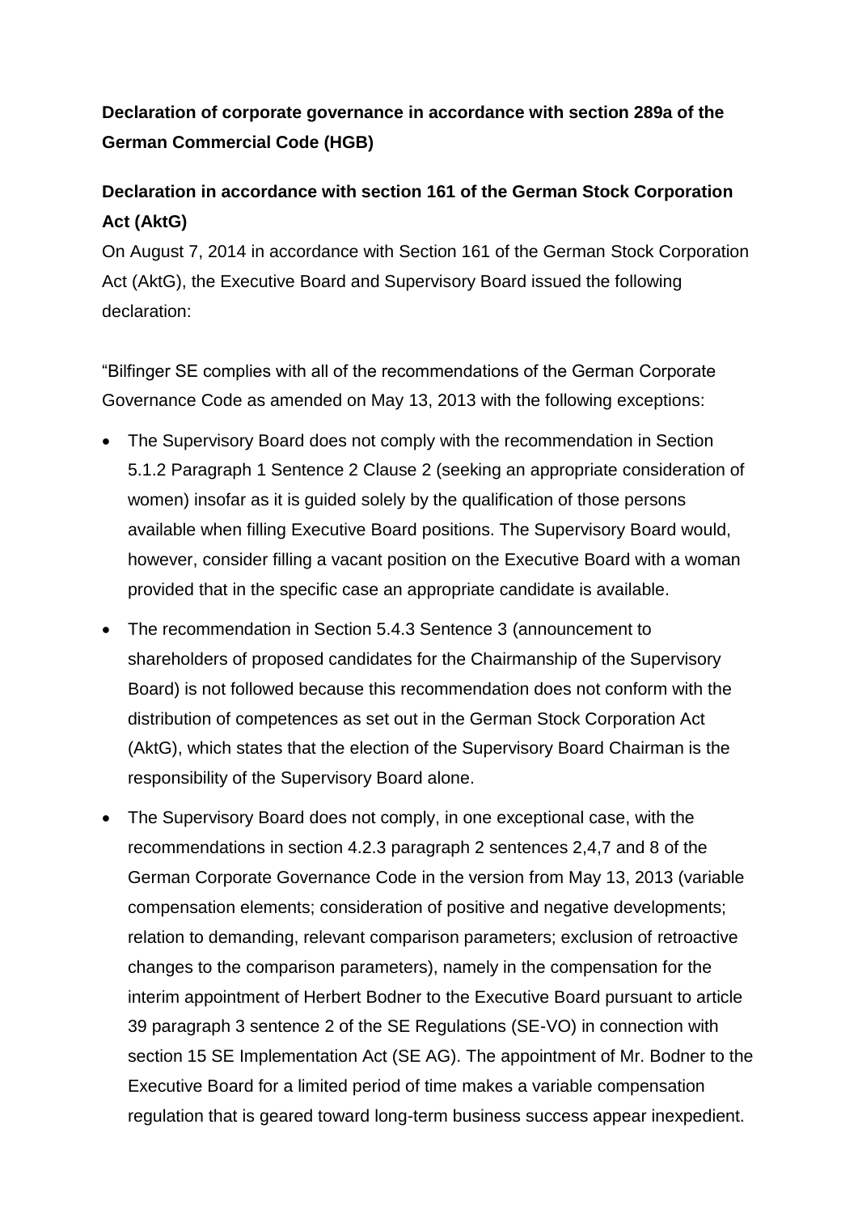**Declaration of corporate governance in accordance with section 289a of the German Commercial Code (HGB)**

**Declaration in accordance with section 161 of the German Stock Corporation Act (AktG)**

On August 7, 2014 in accordance with Section 161 of the German Stock Corporation Act (AktG), the Executive Board and Supervisory Board issued the following declaration:

"Bilfinger SE complies with all of the recommendations of the German Corporate Governance Code as amended on May 13, 2013 with the following exceptions:

- The Supervisory Board does not comply with the recommendation in Section 5.1.2 Paragraph 1 Sentence 2 Clause 2 (seeking an appropriate consideration of women) insofar as it is guided solely by the qualification of those persons available when filling Executive Board positions. The Supervisory Board would, however, consider filling a vacant position on the Executive Board with a woman provided that in the specific case an appropriate candidate is available.
- The recommendation in Section 5.4.3 Sentence 3 (announcement to shareholders of proposed candidates for the Chairmanship of the Supervisory Board) is not followed because this recommendation does not conform with the distribution of competences as set out in the German Stock Corporation Act (AktG), which states that the election of the Supervisory Board Chairman is the responsibility of the Supervisory Board alone.
- The Supervisory Board does not comply, in one exceptional case, with the recommendations in section 4.2.3 paragraph 2 sentences 2,4,7 and 8 of the German Corporate Governance Code in the version from May 13, 2013 (variable compensation elements; consideration of positive and negative developments; relation to demanding, relevant comparison parameters; exclusion of retroactive changes to the comparison parameters), namely in the compensation for the interim appointment of Herbert Bodner to the Executive Board pursuant to article 39 paragraph 3 sentence 2 of the SE Regulations (SE-VO) in connection with section 15 SE Implementation Act (SE AG). The appointment of Mr. Bodner to the Executive Board for a limited period of time makes a variable compensation regulation that is geared toward long-term business success appear inexpedient.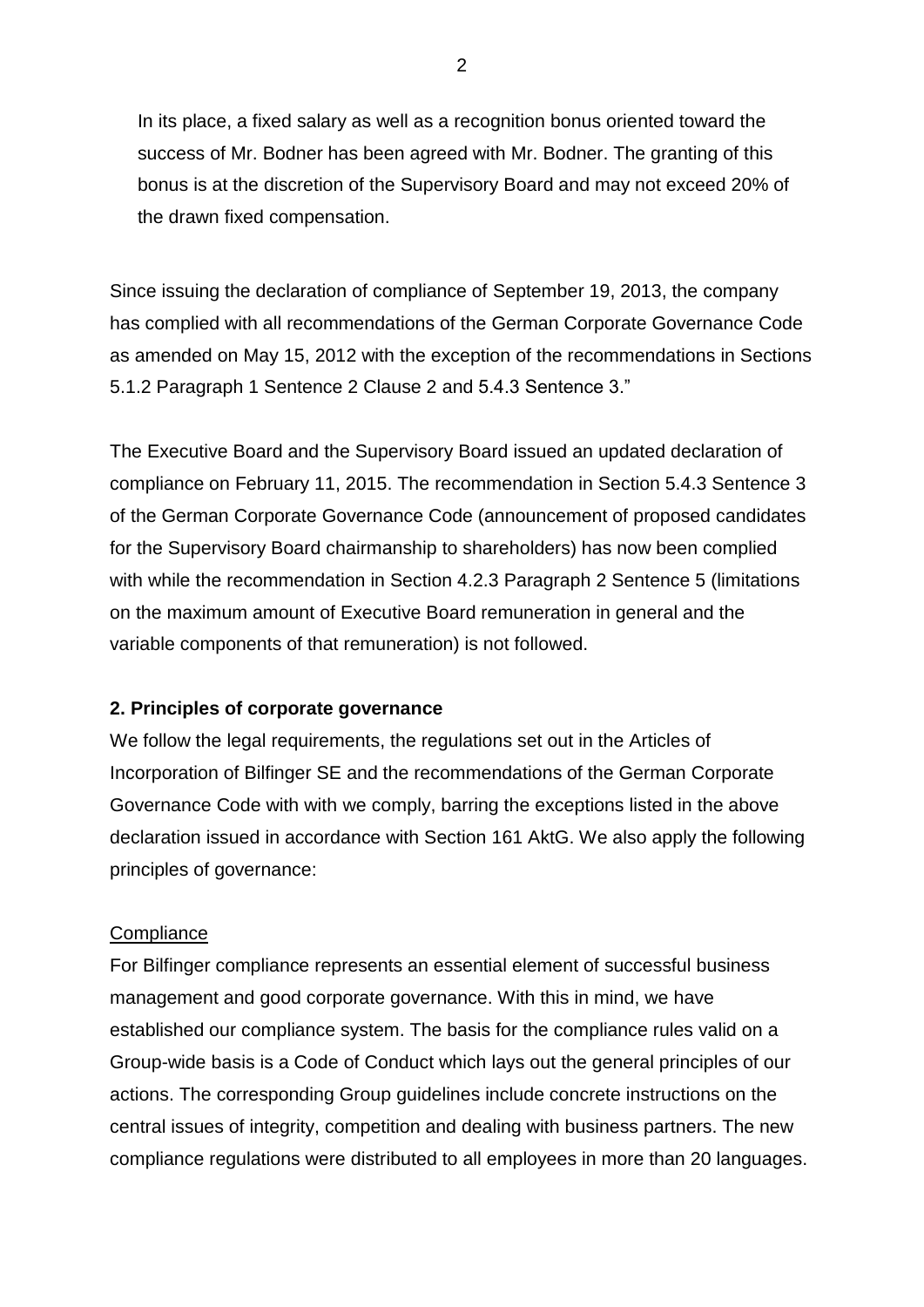In its place, a fixed salary as well as a recognition bonus oriented toward the success of Mr. Bodner has been agreed with Mr. Bodner. The granting of this bonus is at the discretion of the Supervisory Board and may not exceed 20% of the drawn fixed compensation.

Since issuing the declaration of compliance of September 19, 2013, the company has complied with all recommendations of the German Corporate Governance Code as amended on May 15, 2012 with the exception of the recommendations in Sections 5.1.2 Paragraph 1 Sentence 2 Clause 2 and 5.4.3 Sentence 3."

The Executive Board and the Supervisory Board issued an updated declaration of compliance on February 11, 2015. The recommendation in Section 5.4.3 Sentence 3 of the German Corporate Governance Code (announcement of proposed candidates for the Supervisory Board chairmanship to shareholders) has now been complied with while the recommendation in Section 4.2.3 Paragraph 2 Sentence 5 (limitations on the maximum amount of Executive Board remuneration in general and the variable components of that remuneration) is not followed.

**2. Principles of corporate governance**

We follow the legal requirements, the regulations set out in the Articles of Incorporation of Bilfinger SE and the recommendations of the German Corporate Governance Code with with we comply, barring the exceptions listed in the above declaration issued in accordance with Section 161 AktG. We also apply the following principles of governance:

Compliance

For Bilfinger compliance represents an essential element of successful business management and good corporate governance. With this in mind, we have established our compliance system. The basis for the compliance rules valid on a Group-wide basis is a Code of Conduct which lays out the general principles of our actions. The corresponding Group guidelines include concrete instructions on the central issues of integrity, competition and dealing with business partners. The new compliance regulations were distributed to all employees in more than 20 languages.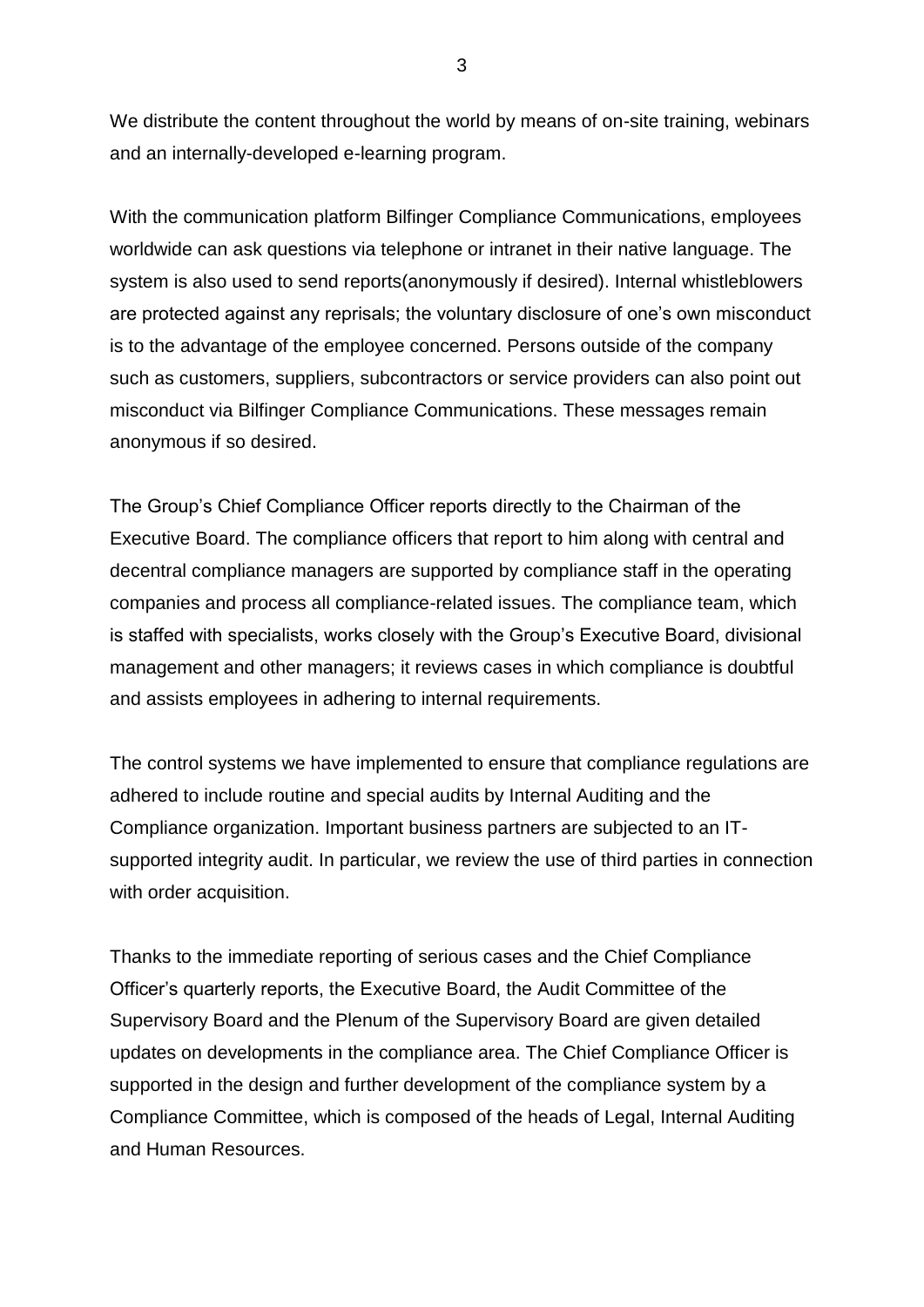We distribute the content throughout the world by means of on-site training, webinars and an internally-developed e-learning program.

With the communication platform Bilfinger Compliance Communications, employees worldwide can ask questions via telephone or intranet in their native language. The system is also used to send reports(anonymously if desired). Internal whistleblowers are protected against any reprisals; the voluntary disclosure of one's own misconduct is to the advantage of the employee concerned. Persons outside of the company such as customers, suppliers, subcontractors or service providers can also point out misconduct via Bilfinger Compliance Communications. These messages remain anonymous if so desired.

The Group's Chief Compliance Officer reports directly to the Chairman of the Executive Board. The compliance officers that report to him along with central and decentral compliance managers are supported by compliance staff in the operating companies and process all compliance-related issues. The compliance team, which is staffed with specialists, works closely with the Group's Executive Board, divisional management and other managers; it reviews cases in which compliance is doubtful and assists employees in adhering to internal requirements.

The control systems we have implemented to ensure that compliance regulations are adhered to include routine and special audits by Internal Auditing and the Compliance organization. Important business partners are subjected to an IT-supported integrity audit. In particular, we review the use of third parties in connection with order acquisition.

Thanks to the immediate reporting of serious cases and the Chief Compliance Officer's quarterly reports, the Executive Board, the Audit Committee of the Supervisory Board and the Plenum of the Supervisory Board are given detailed updates on developments in the compliance area. The Chief Compliance Officer is supported in the design and further development of the compliance system by a Compliance Committee, which is composed of the heads of Legal, Internal Auditing and Human Resources.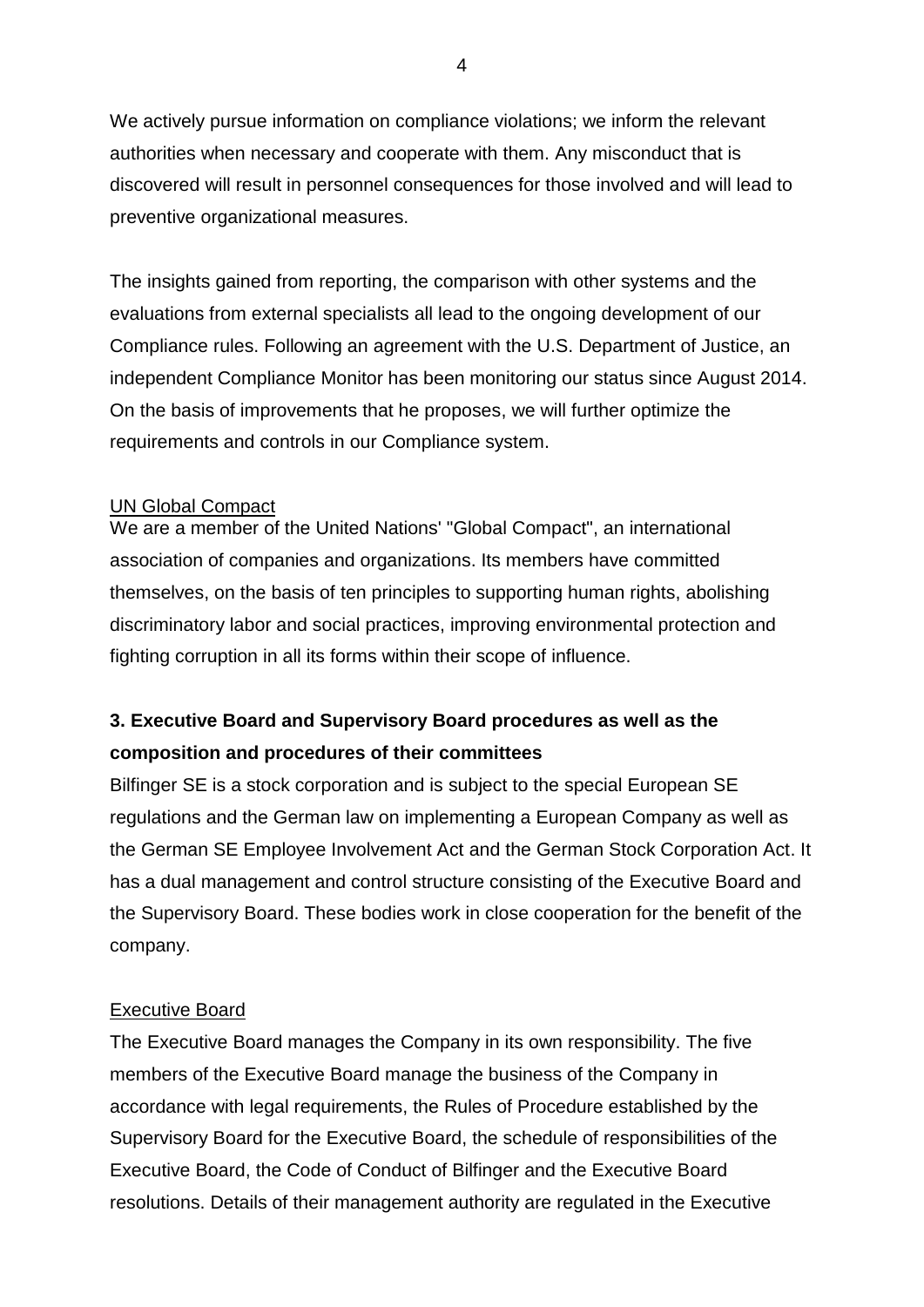We actively pursue information on compliance violations; we inform the relevant authorities when necessary and cooperate with them. Any misconduct that is discovered will result in personnel consequences for those involved and will lead to preventive organizational measures.

The insights gained from reporting, the comparison with other systems and the evaluations from external specialists all lead to the ongoing development of our Compliance rules. Following an agreement with the U.S. Department of Justice, an independent Compliance Monitor has been monitoring our status since August 2014. On the basis of improvements that he proposes, we will further optimize the requirements and controls in our Compliance system.

UN Global Compact

We are a member of the United Nations' "Global Compact", an international association of companies and organizations. Its members have committed themselves, on the basis of ten principles to supporting human rights, abolishing discriminatory labor and social practices, improving environmental protection and fighting corruption in all its forms within their scope of influence.

## 3. Executive Board and Supervisory Board procedures as well as the composition and procedures of their committees

Bilfinger SE is a stock corporation and is subject to the special European SE regulations and the German law on implementing a European Company as well as the German SE Employee Involvement Act and the German Stock Corporation Act. It has a dual management and control structure consisting of the Executive Board and the Supervisory Board. These bodies work in close cooperation for the benefit of the company.

Executive Board

The Executive Board manages the Company in its own responsibility. The five members of the Executive Board manage the business of the Company in accordance with legal requirements, the Rules of Procedure established by the Supervisory Board for the Executive Board, the schedule of responsibilities of the Executive Board, the Code of Conduct of Bilfinger and the Executive Board resolutions. Details of their management authority are regulated in the Executive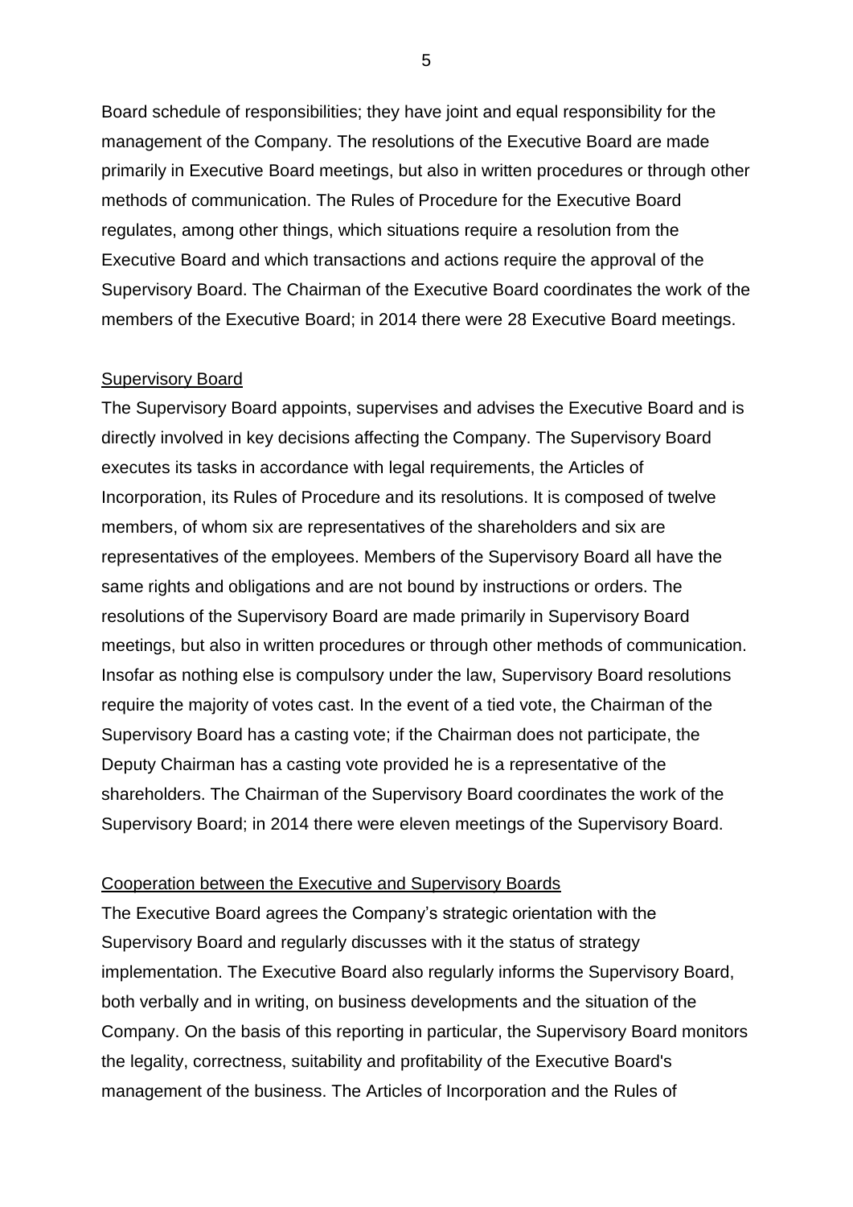Board schedule of responsibilities; they have joint and equal responsibility for the management of the Company. The resolutions of the Executive Board are made primarily in Executive Board meetings, but also in written procedures or through other methods of communication. The Rules of Procedure for the Executive Board regulates, among other things, which situations require a resolution from the Executive Board and which transactions and actions require the approval of the Supervisory Board. The Chairman of the Executive Board coordinates the work of the members of the Executive Board; in 2014 there were 28 Executive Board meetings.

## Supervisory Board

The Supervisory Board appoints, supervises and advises the Executive Board and is directly involved in key decisions affecting the Company. The Supervisory Board executes its tasks in accordance with legal requirements, the Articles of Incorporation, its Rules of Procedure and its resolutions. It is composed of twelve members, of whom six are representatives of the shareholders and six are representatives of the employees. Members of the Supervisory Board all have the same rights and obligations and are not bound by instructions or orders. The resolutions of the Supervisory Board are made primarily in Supervisory Board meetings, but also in written procedures or through other methods of communication. Insofar as nothing else is compulsory under the law, Supervisory Board resolutions require the majority of votes cast. In the event of a tied vote, the Chairman of the Supervisory Board has a casting vote; if the Chairman does not participate, the Deputy Chairman has a casting vote provided he is a representative of the shareholders. The Chairman of the Supervisory Board coordinates the work of the Supervisory Board; in 2014 there were eleven meetings of the Supervisory Board.

## Cooperation between the Executive and Supervisory Boards

The Executive Board agrees the Company's strategic orientation with the Supervisory Board and regularly discusses with it the status of strategy implementation. The Executive Board also regularly informs the Supervisory Board, both verbally and in writing, on business developments and the situation of the Company. On the basis of this reporting in particular, the Supervisory Board monitors the legality, correctness, suitability and profitability of the Executive Board's management of the business. The Articles of Incorporation and the Rules of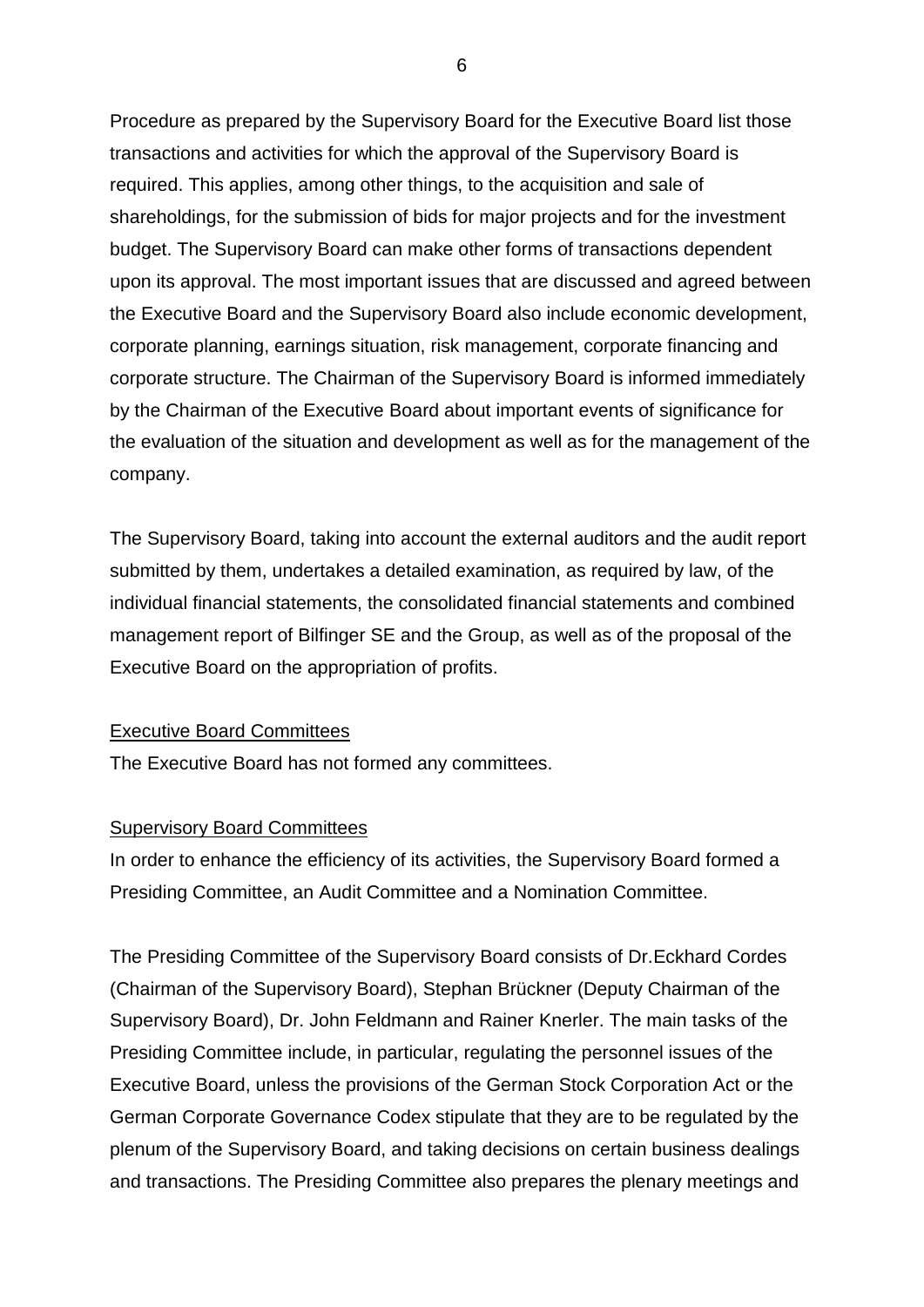Procedure as prepared by the Supervisory Board for the Executive Board list those transactions and activities for which the approval of the Supervisory Board is required. This applies, among other things, to the acquisition and sale of shareholdings, for the submission of bids for major projects and for the investment budget. The Supervisory Board can make other forms of transactions dependent upon its approval. The most important issues that are discussed and agreed between the Executive Board and the Supervisory Board also include economic development, corporate planning, earnings situation, risk management, corporate financing and corporate structure. The Chairman of the Supervisory Board is informed immediately by the Chairman of the Executive Board about important events of significance for the evaluation of the situation and development as well as for the management of the company.

The Supervisory Board, taking into account the external auditors and the audit report submitted by them, undertakes a detailed examination, as required by law, of the individual financial statements, the consolidated financial statements and combined management report of Bilfinger SE and the Group, as well as of the proposal of the Executive Board on the appropriation of profits.

## Executive Board Committees

The Executive Board has not formed any committees.

## Supervisory Board Committees

In order to enhance the efficiency of its activities, the Supervisory Board formed a Presiding Committee, an Audit Committee and a Nomination Committee.

The Presiding Committee of the Supervisory Board consists of Dr.Eckhard Cordes (Chairman of the Supervisory Board), Stephan Brückner (Deputy Chairman of the Supervisory Board), Dr. John Feldmann and Rainer Knerler. The main tasks of the Presiding Committee include, in particular, regulating the personnel issues of the Executive Board, unless the provisions of the German Stock Corporation Act or the German Corporate Governance Codex stipulate that they are to be regulated by the plenum of the Supervisory Board, and taking decisions on certain business dealings and transactions. The Presiding Committee also prepares the plenary meetings and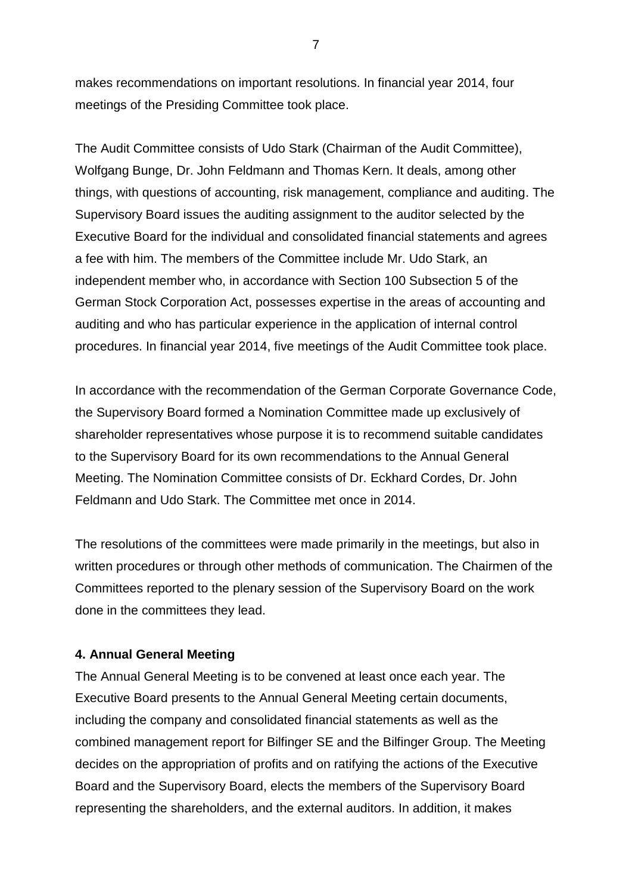makes recommendations on important resolutions. In financial year 2014, four meetings of the Presiding Committee took place.

The Audit Committee consists of Udo Stark (Chairman of the Audit Committee), Wolfgang Bunge, Dr. John Feldmann and Thomas Kern. It deals, among other things, with questions of accounting, risk management, compliance and auditing. The Supervisory Board issues the auditing assignment to the auditor selected by the Executive Board for the individual and consolidated financial statements and agrees a fee with him. The members of the Committee include Mr. Udo Stark, an independent member who, in accordance with Section 100 Subsection 5 of the German Stock Corporation Act, possesses expertise in the areas of accounting and auditing and who has particular experience in the application of internal control procedures. In financial year 2014, five meetings of the Audit Committee took place.

In accordance with the recommendation of the German Corporate Governance Code, the Supervisory Board formed a Nomination Committee made up exclusively of shareholder representatives whose purpose it is to recommend suitable candidates to the Supervisory Board for its own recommendations to the Annual General Meeting. The Nomination Committee consists of Dr. Eckhard Cordes, Dr. John Feldmann and Udo Stark. The Committee met once in 2014.

The resolutions of the committees were made primarily in the meetings, but also in written procedures or through other methods of communication. The Chairmen of the Committees reported to the plenary session of the Supervisory Board on the work done in the committees they lead.

**4. Annual General Meeting**

The Annual General Meeting is to be convened at least once each year. The Executive Board presents to the Annual General Meeting certain documents, including the company and consolidated financial statements as well as the combined management report for Bilfinger SE and the Bilfinger Group. The Meeting decides on the appropriation of profits and on ratifying the actions of the Executive Board and the Supervisory Board, elects the members of the Supervisory Board representing the shareholders, and the external auditors. In addition, it makes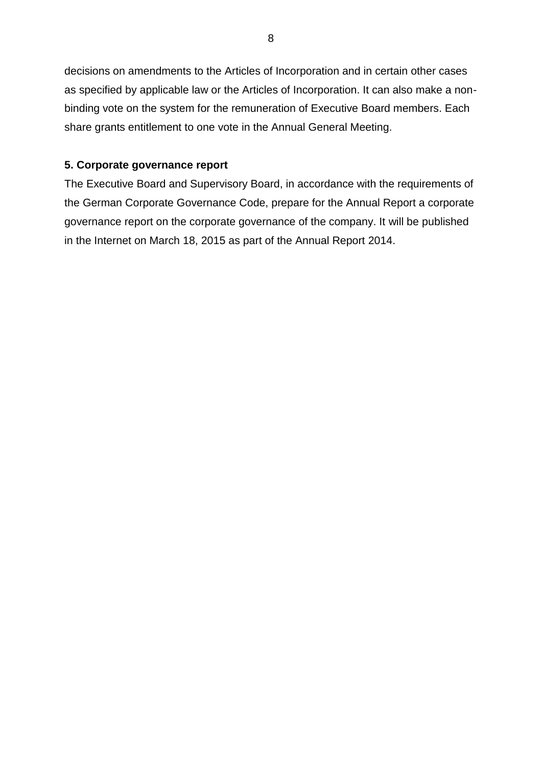decisions on amendments to the Articles of Incorporation and in certain other cases as specified by applicable law or the Articles of Incorporation. It can also make a non-binding vote on the system for the remuneration of Executive Board members. Each share grants entitlement to one vote in the Annual General Meeting.

**5. Corporate governance report**

The Executive Board and Supervisory Board, in accordance with the requirements of the German Corporate Governance Code, prepare for the Annual Report a corporate governance report on the corporate governance of the company. It will be published in the Internet on March 18, 2015 as part of the Annual Report 2014.